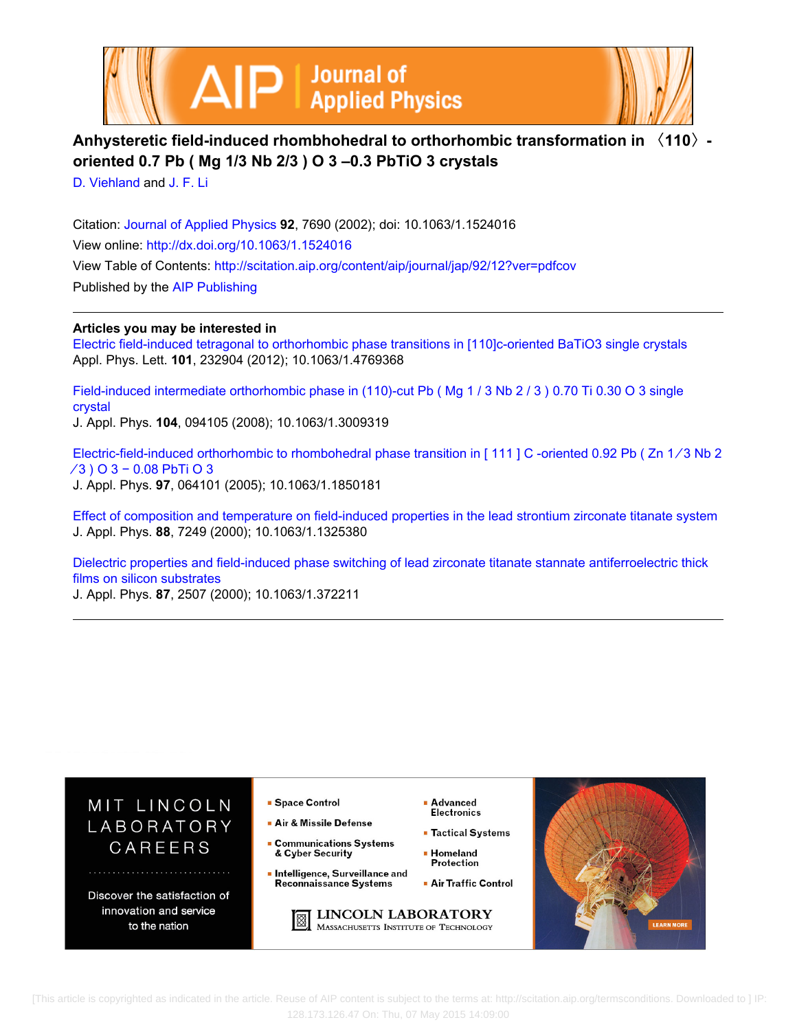# Anhysteretic field-induced rhombhohedral to orthorhombic transformation in 〈110〉-oriented 0.7 Pb ( Mg 1/3 Nb 2/3 ) O 3 –0.3 PbTiO 3 crystals

D. Viehland and J. F. Li

Citation: Journal of Applied Physics **92**, 7690 (2002); doi: 10.1063/1.1524016

View online: http://dx.doi.org/10.1063/1.1524016

View Table of Contents: http://scitation.aip.org/content/aip/journal/jap/92/12?ver=pdfcov

Published by the AIP Publishing

---

## Articles you may be interested in

Electric field-induced tetragonal to orthorhombic phase transitions in [110]c-oriented BaTiO3 single crystals
Appl. Phys. Lett. **101**, 232904 (2012); 10.1063/1.4769368

Field-induced intermediate orthorhombic phase in (110)-cut Pb ( Mg 1 / 3 Nb 2 / 3 ) 0.70 Ti 0.30 O 3 single crystal
J. Appl. Phys. **104**, 094105 (2008); 10.1063/1.3009319

Electric-field-induced orthorhombic to rhombohedral phase transition in [ 111 ] C -oriented 0.92 Pb ( Zn 1 ∕ 3 Nb 2 ∕ 3 ) O 3 − 0.08 PbTi O 3
J. Appl. Phys. **97**, 064101 (2005); 10.1063/1.1850181

Effect of composition and temperature on field-induced properties in the lead strontium zirconate titanate system
J. Appl. Phys. **88**, 7249 (2000); 10.1063/1.1325380

Dielectric properties and field-induced phase switching of lead zirconate titanate stannate antiferroelectric thick films on silicon substrates
J. Appl. Phys. **87**, 2507 (2000); 10.1063/1.372211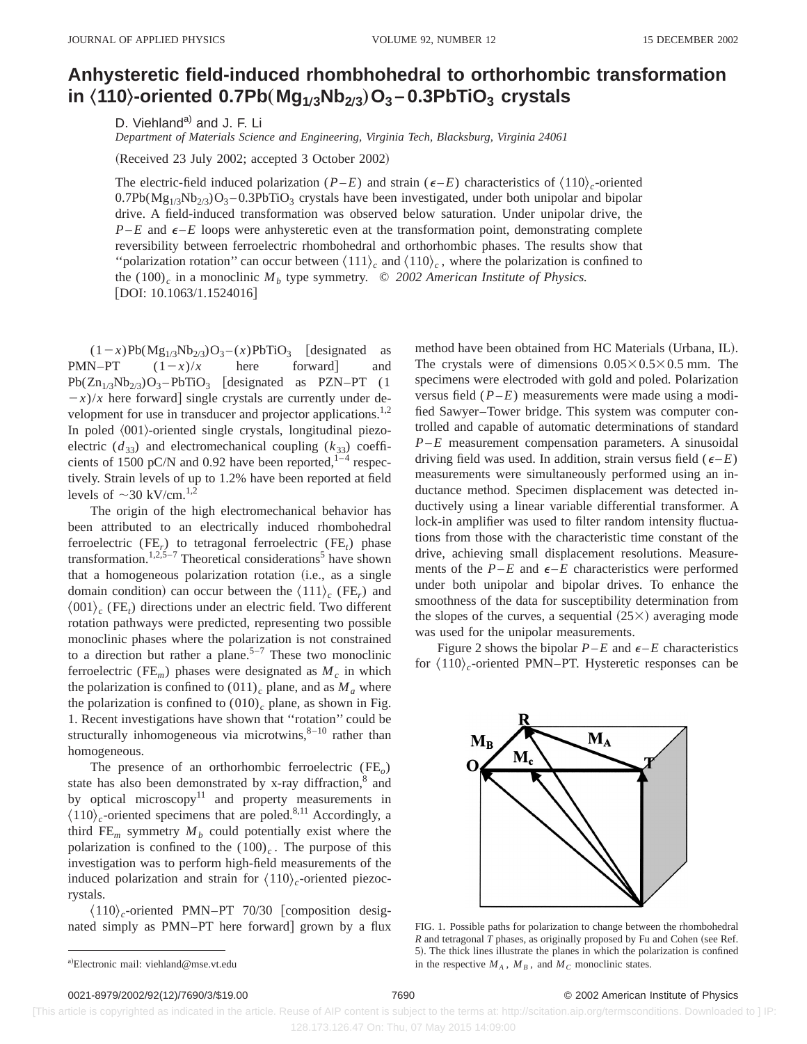# Anhysteretic field-induced rhombhohedral to orthorhombic transformation in ⟨110⟩-oriented 0.7Pb(Mg$_{1/3}$Nb$_{2/3}$)O$_3$–0.3PbTiO$_3$ crystals

D. Viehland[a)] and J. F. Li

*Department of Materials Science and Engineering, Virginia Tech, Blacksburg, Virginia 24061*

(Received 23 July 2002; accepted 3 October 2002)

The electric-field induced polarization ($P-E$) and strain ($\epsilon-E$) characteristics of $\langle 110\rangle_c$-oriented 0.7Pb(Mg$_{1/3}$Nb$_{2/3}$)O$_3$–0.3PbTiO$_3$ crystals have been investigated, under both unipolar and bipolar drive. A field-induced transformation was observed below saturation. Under unipolar drive, the $P-E$ and $\epsilon-E$ loops were anhysteretic even at the transformation point, demonstrating complete reversibility between ferroelectric rhombohedral and orthorhombic phases. The results show that "polarization rotation" can occur between $\langle 111\rangle_c$ and $\langle 110\rangle_c$, where the polarization is confined to the $(100)_c$ in a monoclinic $M_b$ type symmetry. © *2002 American Institute of Physics.* [DOI: 10.1063/1.1524016]

$(1-x)$Pb(Mg$_{1/3}$Nb$_{2/3}$)O$_3$–$(x)$PbTiO$_3$ [designated as PMN–PT $(1-x)/x$ here forward] and Pb(Zn$_{1/3}$Nb$_{2/3}$)O$_3$–PbTiO$_3$ [designated as PZN–PT $(1-x)/x$ here forward] single crystals are currently under development for use in transducer and projector applications.[1,2] In poled $\langle 001\rangle$-oriented single crystals, longitudinal piezoelectric ($d_{33}$) and electromechanical coupling ($k_{33}$) coefficients of 1500 pC/N and 0.92 have been reported,[1–4] respectively. Strain levels of up to 1.2% have been reported at field levels of ~30 kV/cm.[1,2]

The origin of the high electromechanical behavior has been attributed to an electrically induced rhombohedral ferroelectric (FE$_r$) to tetragonal ferroelectric (FE$_t$) phase transformation.[1,2,5–7] Theoretical considerations[5] have shown that a homogeneous polarization rotation (i.e., as a single domain condition) can occur between the $\langle 111\rangle_c$ (FE$_r$) and $\langle 001\rangle_c$ (FE$_t$) directions under an electric field. Two different rotation pathways were predicted, representing two possible monoclinic phases where the polarization is not constrained to a direction but rather a plane.[5–7] These two monoclinic ferroelectric (FE$_m$) phases were designated as $M_c$ in which the polarization is confined to $(011)_c$ plane, and as $M_a$ where the polarization is confined to $(010)_c$ plane, as shown in Fig. 1. Recent investigations have shown that "rotation" could be structurally inhomogeneous via microtwins,[8–10] rather than homogeneous.

The presence of an orthorhombic ferroelectric (FE$_o$) state has also been demonstrated by x-ray diffraction,[8] and by optical microscopy[11] and property measurements in $\langle 110\rangle_c$-oriented specimens that are poled.[8,11] Accordingly, a third FE$_m$ symmetry $M_b$ could potentially exist where the polarization is confined to the $(100)_c$. The purpose of this investigation was to perform high-field measurements of the induced polarization and strain for $\langle 110\rangle_c$-oriented piezocrystals.

$\langle 110\rangle_c$-oriented PMN–PT 70/30 [composition designated simply as PMN–PT here forward] grown by a flux method have been obtained from HC Materials (Urbana, IL). The crystals were of dimensions $0.05\times0.5\times0.5$ mm. The specimens were electroded with gold and poled. Polarization versus field ($P-E$) measurements were made using a modified Sawyer–Tower bridge. This system was computer controlled and capable of automatic determinations of standard $P-E$ measurement compensation parameters. A sinusoidal driving field was used. In addition, strain versus field ($\epsilon-E$) measurements were simultaneously performed using an inductance method. Specimen displacement was detected inductively using a linear variable differential transformer. A lock-in amplifier was used to filter random intensity fluctuations from those with the characteristic time constant of the drive, achieving small displacement resolutions. Measurements of the $P-E$ and $\epsilon-E$ characteristics were performed under both unipolar and bipolar drives. To enhance the smoothness of the data for susceptibility determination from the slopes of the curves, a sequential (25×) averaging mode was used for the unipolar measurements.

Figure 2 shows the bipolar $P-E$ and $\epsilon-E$ characteristics for $\langle 110\rangle_c$-oriented PMN–PT. Hysteretic responses can be

FIG. 1. Possible paths for polarization to change between the rhombohedral $R$ and tetragonal $T$ phases, as originally proposed by Fu and Cohen (see Ref. 5). The thick lines illustrate the planes in which the polarization is confined in the respective $M_A$, $M_B$, and $M_C$ monoclinic states.

a)Electronic mail: viehland@mse.vt.edu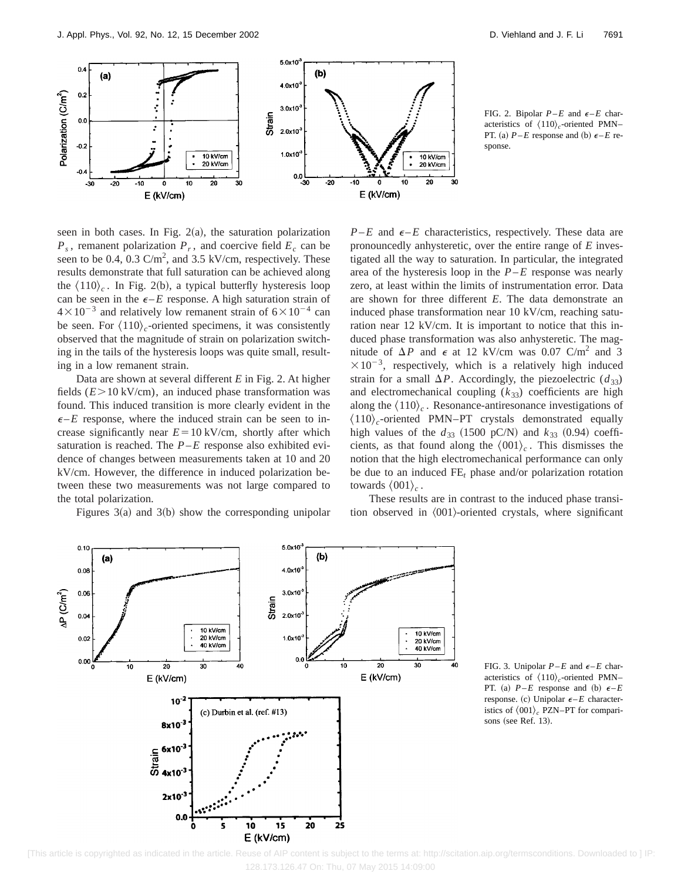FIG. 2. Bipolar $P$–$E$ and $\epsilon$–$E$ characteristics of $\langle 110\rangle_c$-oriented PMN–PT. (a) $P$–$E$ response and (b) $\epsilon$–$E$ response.

seen in both cases. In Fig. 2(a), the saturation polarization $P_s$, remanent polarization $P_r$, and coercive field $E_c$ can be seen to be 0.4, 0.3 C/m$^2$, and 3.5 kV/cm, respectively. These results demonstrate that full saturation can be achieved along the $\langle 110\rangle_c$. In Fig. 2(b), a typical butterfly hysteresis loop can be seen in the $\epsilon$–$E$ response. A high saturation strain of $4\times10^{-3}$ and relatively low remanent strain of $6\times10^{-4}$ can be seen. For $\langle 110\rangle_c$-oriented specimens, it was consistently observed that the magnitude of strain on polarization switching in the tails of the hysteresis loops was quite small, resulting in a low remanent strain.

Data are shown at several different $E$ in Fig. 2. At higher fields ($E>10$ kV/cm), an induced phase transformation was found. This induced transition is more clearly evident in the $\epsilon$–$E$ response, where the induced strain can be seen to increase significantly near $E=10$ kV/cm, shortly after which saturation is reached. The $P$–$E$ response also exhibited evidence of changes between measurements taken at 10 and 20 kV/cm. However, the difference in induced polarization between these two measurements was not large compared to the total polarization.

Figures 3(a) and 3(b) show the corresponding unipolar $P$–$E$ and $\epsilon$–$E$ characteristics, respectively. These data are pronouncedly anhysteretic, over the entire range of $E$ investigated all the way to saturation. In particular, the integrated area of the hysteresis loop in the $P$–$E$ response was nearly zero, at least within the limits of instrumentation error. Data are shown for three different $E$. The data demonstrate an induced phase transformation near 10 kV/cm, reaching saturation near 12 kV/cm. It is important to notice that this induced phase transformation was also anhysteretic. The magnitude of $\Delta P$ and $\epsilon$ at 12 kV/cm was 0.07 C/m$^2$ and $3\times10^{-3}$, respectively, which is a relatively high induced strain for a small $\Delta P$. Accordingly, the piezoelectric ($d_{33}$) and electromechanical coupling ($k_{33}$) coefficients are high along the $\langle 110\rangle_c$. Resonance-antiresonance investigations of $\langle 110\rangle_c$-oriented PMN–PT crystals demonstrated equally high values of the $d_{33}$ (1500 pC/N) and $k_{33}$ (0.94) coefficients, as that found along the $\langle 001\rangle_c$. This dismisses the notion that the high electromechanical performance can only be due to an induced FE$_t$ phase and/or polarization rotation towards $\langle 001\rangle_c$.

These results are in contrast to the induced phase transition observed in $\langle 001\rangle$-oriented crystals, where significant

FIG. 3. Unipolar $P$–$E$ and $\epsilon$–$E$ characteristics of $\langle 110\rangle_c$-oriented PMN–PT. (a) $P$–$E$ response and (b) $\epsilon$–$E$ response. (c) Unipolar $\epsilon$–$E$ characteristics of $\langle 001\rangle_c$ PZN–PT for comparisons (see Ref. 13).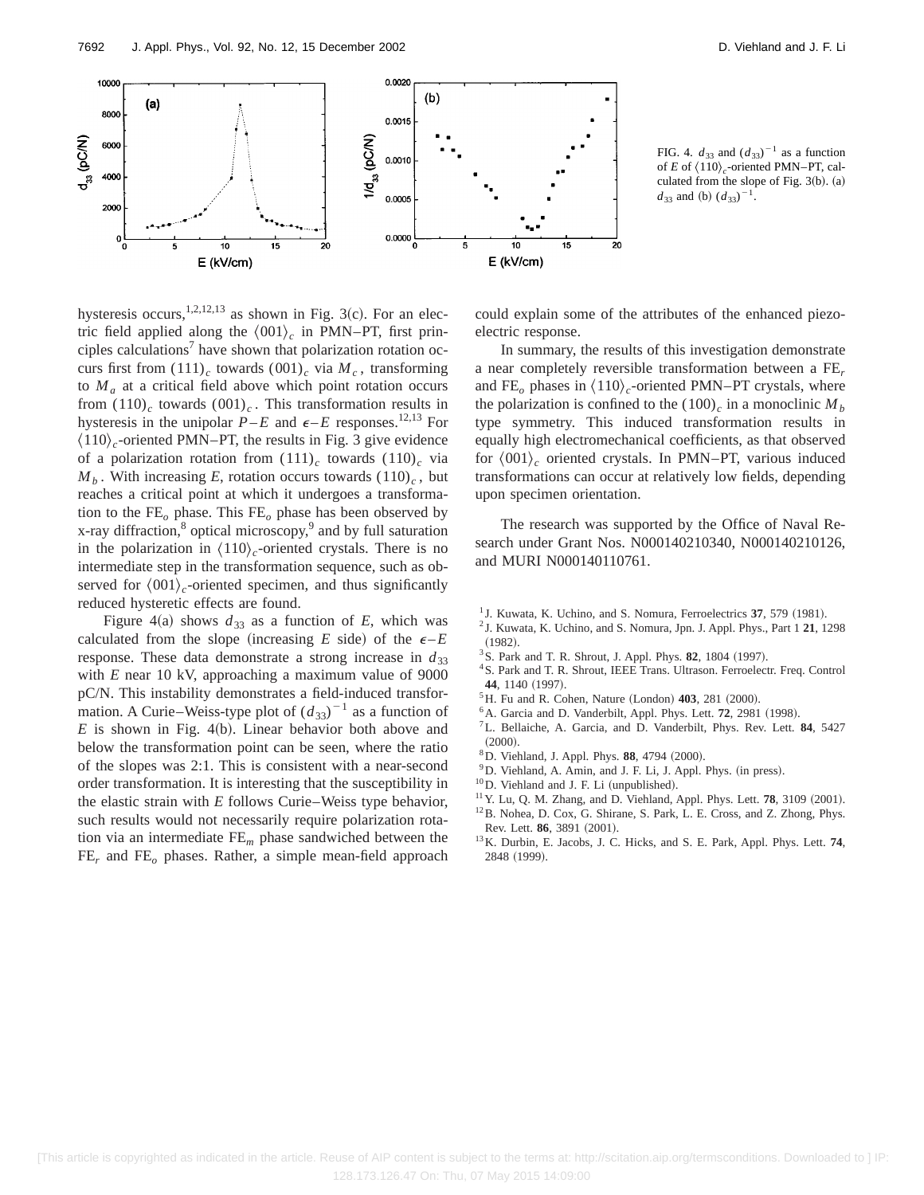(a)

$d_{33}$ (pC/N)

10000
8000
6000
4000
2000
0

0 5 10 15 20

E (kV/cm)

(b)

$1/d_{33}$ (pC/N)

0.0020
0.0015
0.0010
0.0005
0.0000

0 5 10 15 20

E (kV/cm)

FIG. 4. $d_{33}$ and $(d_{33})^{-1}$ as a function of $E$ of $\langle 110 \rangle_c$-oriented PMN–PT, calculated from the slope of Fig. 3(b). (a) $d_{33}$ and (b) $(d_{33})^{-1}$.

hysteresis occurs,[1,2,12,13] as shown in Fig. 3(c). For an electric field applied along the $\langle 001 \rangle_c$ in PMN–PT, first principles calculations[7] have shown that polarization rotation occurs first from $(111)_c$ towards $(001)_c$ via $M_c$, transforming to $M_a$ at a critical field above which point rotation occurs from $(110)_c$ towards $(001)_c$. This transformation results in hysteresis in the unipolar $P$–$E$ and $\epsilon$–$E$ responses.[12,13] For $\langle 110 \rangle_c$-oriented PMN–PT, the results in Fig. 3 give evidence of a polarization rotation from $(111)_c$ towards $(110)_c$ via $M_b$. With increasing $E$, rotation occurs towards $(110)_c$, but reaches a critical point at which it undergoes a transformation to the $FE_o$ phase. This $FE_o$ phase has been observed by x-ray diffraction,[8] optical microscopy,[9] and by full saturation in the polarization in $\langle 110 \rangle_c$-oriented crystals. There is no intermediate step in the transformation sequence, such as observed for $\langle 001 \rangle_c$-oriented specimen, and thus significantly reduced hysteretic effects are found.

Figure 4(a) shows $d_{33}$ as a function of $E$, which was calculated from the slope (increasing $E$ side) of the $\epsilon$–$E$ response. These data demonstrate a strong increase in $d_{33}$ with $E$ near 10 kV, approaching a maximum value of 9000 pC/N. This instability demonstrates a field-induced transformation. A Curie–Weiss-type plot of $(d_{33})^{-1}$ as a function of $E$ is shown in Fig. 4(b). Linear behavior both above and below the transformation point can be seen, where the ratio of the slopes was 2:1. This is consistent with a near-second order transformation. It is interesting that the susceptibility in the elastic strain with $E$ follows Curie–Weiss type behavior, such results would not necessarily require polarization rotation via an intermediate $FE_m$ phase sandwiched between the $FE_r$ and $FE_o$ phases. Rather, a simple mean-field approach could explain some of the attributes of the enhanced piezoelectric response.

In summary, the results of this investigation demonstrate a near completely reversible transformation between a $FE_r$ and $FE_o$ phases in $\langle 110 \rangle_c$-oriented PMN–PT crystals, where the polarization is confined to the $(100)_c$ in a monoclinic $M_b$ type symmetry. This induced transformation results in equally high electromechanical coefficients, as that observed for $\langle 001 \rangle_c$ oriented crystals. In PMN–PT, various induced transformations can occur at relatively low fields, depending upon specimen orientation.

The research was supported by the Office of Naval Research under Grant Nos. N000140210340, N000140210126, and MURI N000140110761.

[1] J. Kuwata, K. Uchino, and S. Nomura, Ferroelectrics **37**, 579 (1981).
[2] J. Kuwata, K. Uchino, and S. Nomura, Jpn. J. Appl. Phys., Part 1 **21**, 1298 (1982).
[3] S. Park and T. R. Shrout, J. Appl. Phys. **82**, 1804 (1997).
[4] S. Park and T. R. Shrout, IEEE Trans. Ultrason. Ferroelectr. Freq. Control **44**, 1140 (1997).
[5] H. Fu and R. Cohen, Nature (London) **403**, 281 (2000).
[6] A. Garcia and D. Vanderbilt, Appl. Phys. Lett. **72**, 2981 (1998).
[7] L. Bellaiche, A. Garcia, and D. Vanderbilt, Phys. Rev. Lett. **84**, 5427 (2000).
[8] D. Viehland, J. Appl. Phys. **88**, 4794 (2000).
[9] D. Viehland, A. Amin, and J. F. Li, J. Appl. Phys. (in press).
[10] D. Viehland and J. F. Li (unpublished).
[11] Y. Lu, Q. M. Zhang, and D. Viehland, Appl. Phys. Lett. **78**, 3109 (2001).
[12] B. Nohea, D. Cox, G. Shirane, S. Park, L. E. Cross, and Z. Zhong, Phys. Rev. Lett. **86**, 3891 (2001).
[13] K. Durbin, E. Jacobs, J. C. Hicks, and S. E. Park, Appl. Phys. Lett. **74**, 2848 (1999).